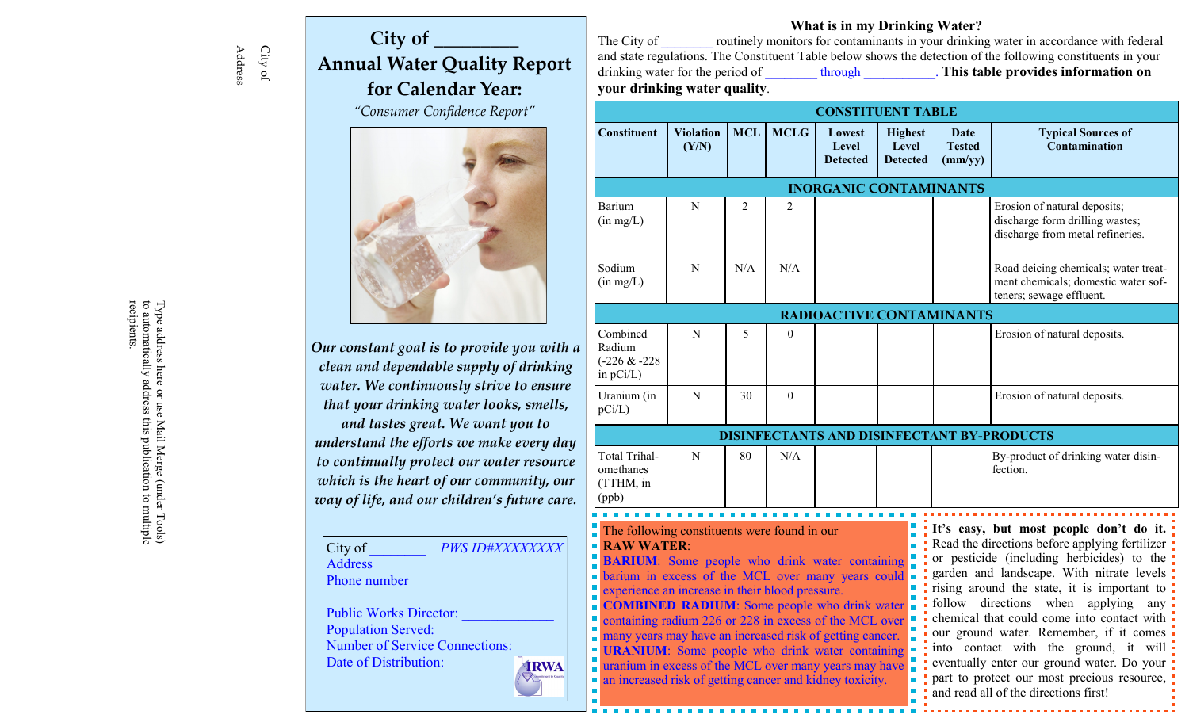City of
Address

Type address here or use Mail Merge (under Tools) to automatically address this publication to multiple recipients.

# City of ________ Annual Water Quality Report for Calendar Year:

*"Consumer Confidence Report"*

***Our constant goal is to provide you with a clean and dependable supply of drinking water. We continuously strive to ensure that your drinking water looks, smells, and tastes great. We want you to understand the efforts we make every day to continually protect our water resource which is the heart of our community, our way of life, and our children's future care.***

City of ________ *PWS ID#XXXXXXXX*
Address
Phone number

Public Works Director: ____________
Population Served:
Number of Service Connections:
Date of Distribution:

## What is in my Drinking Water?

The City of ________ routinely monitors for contaminants in your drinking water in accordance with federal and state regulations. The Constituent Table below shows the detection of the following constituents in your drinking water for the period of ________ through __________. **This table provides information on your drinking water quality**.

**CONSTITUENT TABLE**

| Constituent | Violation (Y/N) | MCL | MCLG | Lowest Level Detected | Highest Level Detected | Date Tested (mm/yy) | Typical Sources of Contamination |
|---|---|---|---|---|---|---|---|
| **INORGANIC CONTAMINANTS** | | | | | | | |
| Barium (in mg/L) | N | 2 | 2 | | | | Erosion of natural deposits; discharge form drilling wastes; discharge from metal refineries. |
| Sodium (in mg/L) | N | N/A | N/A | | | | Road deicing chemicals; water treatment chemicals; domestic water softeners; sewage effluent. |
| **RADIOACTIVE CONTAMINANTS** | | | | | | | |
| Combined Radium (-226 & -228 in pCi/L) | N | 5 | 0 | | | | Erosion of natural deposits. |
| Uranium (in pCi/L) | N | 30 | 0 | | | | Erosion of natural deposits. |
| **DISINFECTANTS AND DISINFECTANT BY-PRODUCTS** | | | | | | | |
| Total Trihalomethanes (TTHM, in (ppb) | N | 80 | N/A | | | | By-product of drinking water disinfection. |

The following constituents were found in our **RAW WATER**:
**BARIUM**: Some people who drink water containing barium in excess of the MCL over many years could experience an increase in their blood pressure.
**COMBINED RADIUM**: Some people who drink water containing radium 226 or 228 in excess of the MCL over many years may have an increased risk of getting cancer.
**URANIUM**: Some people who drink water containing uranium in excess of the MCL over many years may have an increased risk of getting cancer and kidney toxicity.

**It's easy, but most people don't do it.** Read the directions before applying fertilizer or pesticide (including herbicides) to the garden and landscape. With nitrate levels rising around the state, it is important to follow directions when applying any chemical that could come into contact with our ground water. Remember, if it comes into contact with the ground, it will eventually enter our ground water. Do your part to protect our most precious resource, and read all of the directions first!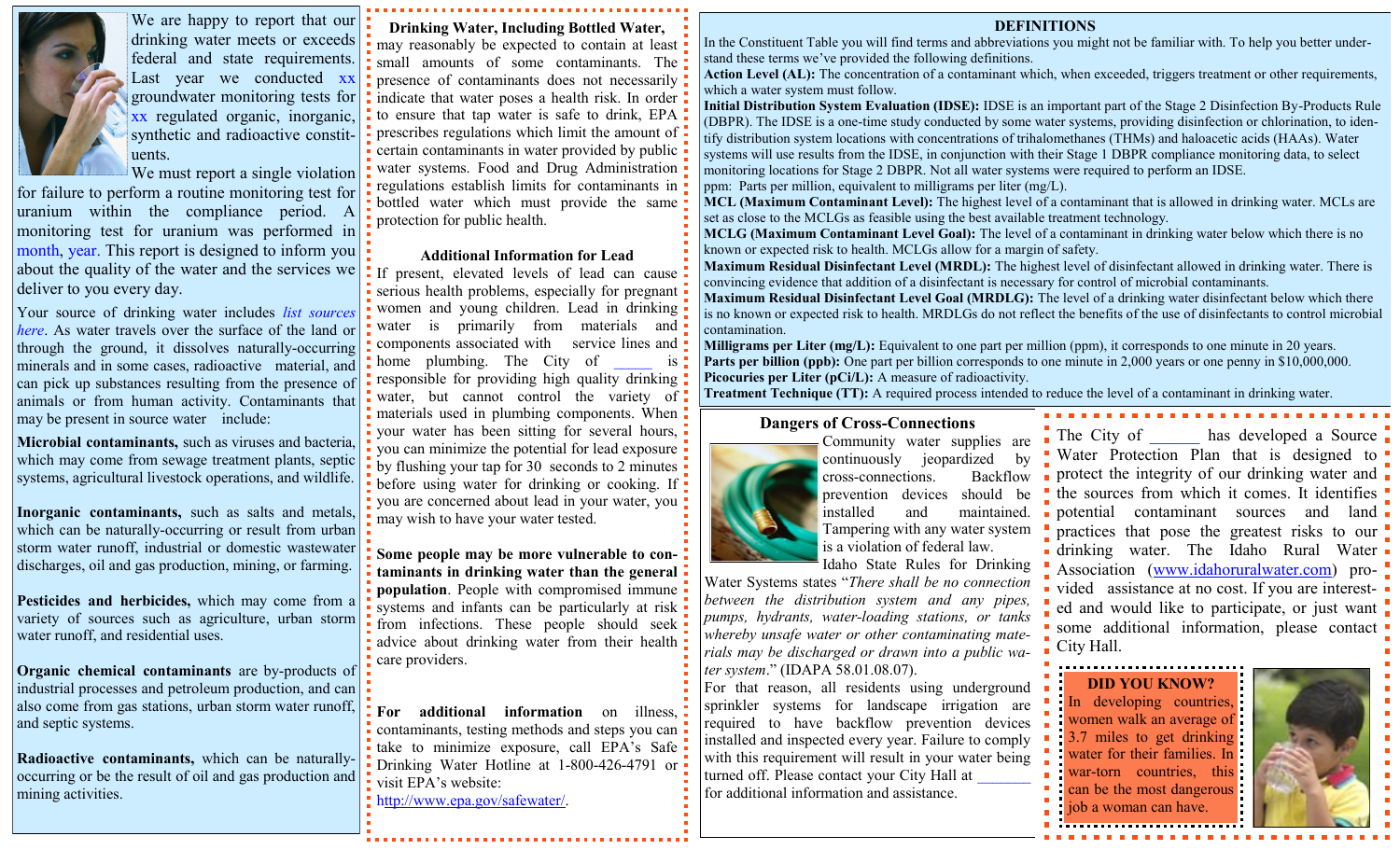We are happy to report that our drinking water meets or exceeds federal and state requirements. Last year we conducted xx groundwater monitoring tests for xx regulated organic, inorganic, synthetic and radioactive constituents.

We must report a single violation for failure to perform a routine monitoring test for uranium within the compliance period. A monitoring test for uranium was performed in month, year. This report is designed to inform you about the quality of the water and the services we deliver to you every day.

Your source of drinking water includes *list sources here*. As water travels over the surface of the land or through the ground, it dissolves naturally-occurring minerals and in some cases, radioactive material, and can pick up substances resulting from the presence of animals or from human activity. Contaminants that may be present in source water include:

**Microbial contaminants,** such as viruses and bacteria, which may come from sewage treatment plants, septic systems, agricultural livestock operations, and wildlife.

**Inorganic contaminants,** such as salts and metals, which can be naturally-occurring or result from urban storm water runoff, industrial or domestic wastewater discharges, oil and gas production, mining, or farming.

**Pesticides and herbicides,** which may come from a variety of sources such as agriculture, urban storm water runoff, and residential uses.

**Organic chemical contaminants** are by-products of industrial processes and petroleum production, and can also come from gas stations, urban storm water runoff, and septic systems.

**Radioactive contaminants,** which can be naturally-occurring or be the result of oil and gas production and mining activities.

**Drinking Water, Including Bottled Water,** may reasonably be expected to contain at least small amounts of some contaminants. The presence of contaminants does not necessarily indicate that water poses a health risk. In order to ensure that tap water is safe to drink, EPA prescribes regulations which limit the amount of certain contaminants in water provided by public water systems. Food and Drug Administration regulations establish limits for contaminants in bottled water which must provide the same protection for public health.

### Additional Information for Lead

If present, elevated levels of lead can cause serious health problems, especially for pregnant women and young children. Lead in drinking water is primarily from materials and components associated with service lines and home plumbing. The City of _____ is responsible for providing high quality drinking water, but cannot control the variety of materials used in plumbing components. When your water has been sitting for several hours, you can minimize the potential for lead exposure by flushing your tap for 30 seconds to 2 minutes before using water for drinking or cooking. If you are concerned about lead in your water, you may wish to have your water tested.

**Some people may be more vulnerable to contaminants in drinking water than the general population**. People with compromised immune systems and infants can be particularly at risk from infections. These people should seek advice about drinking water from their health care providers.

**For additional information** on illness, contaminants, testing methods and steps you can take to minimize exposure, call EPA's Safe Drinking Water Hotline at 1-800-426-4791 or visit EPA's website:
http://www.epa.gov/safewater/.

## DEFINITIONS

In the Constituent Table you will find terms and abbreviations you might not be familiar with. To help you better understand these terms we've provided the following definitions.

**Action Level (AL):** The concentration of a contaminant which, when exceeded, triggers treatment or other requirements, which a water system must follow.

**Initial Distribution System Evaluation (IDSE):** IDSE is an important part of the Stage 2 Disinfection By-Products Rule (DBPR). The IDSE is a one-time study conducted by some water systems, providing disinfection or chlorination, to identify distribution system locations with concentrations of trihalomethanes (THMs) and haloacetic acids (HAAs). Water systems will use results from the IDSE, in conjunction with their Stage 1 DBPR compliance monitoring data, to select monitoring locations for Stage 2 DBPR. Not all water systems were required to perform an IDSE.

ppm: Parts per million, equivalent to milligrams per liter (mg/L).

**MCL (Maximum Contaminant Level):** The highest level of a contaminant that is allowed in drinking water. MCLs are set as close to the MCLGs as feasible using the best available treatment technology.

**MCLG (Maximum Contaminant Level Goal):** The level of a contaminant in drinking water below which there is no known or expected risk to health. MCLGs allow for a margin of safety.

**Maximum Residual Disinfectant Level (MRDL):** The highest level of disinfectant allowed in drinking water. There is convincing evidence that addition of a disinfectant is necessary for control of microbial contaminants.

**Maximum Residual Disinfectant Level Goal (MRDLG):** The level of a drinking water disinfectant below which there is no known or expected risk to health. MRDLGs do not reflect the benefits of the use of disinfectants to control microbial contamination.

**Milligrams per Liter (mg/L):** Equivalent to one part per million (ppm), it corresponds to one minute in 20 years.

**Parts per billion (ppb):** One part per billion corresponds to one minute in 2,000 years or one penny in $10,000,000.

**Picocuries per Liter (pCi/L):** A measure of radioactivity.

**Treatment Technique (TT):** A required process intended to reduce the level of a contaminant in drinking water.

### Dangers of Cross-Connections

Community water supplies are continuously jeopardized by cross-connections. Backflow prevention devices should be installed and maintained. Tampering with any water system is a violation of federal law.

Idaho State Rules for Drinking Water Systems states "*There shall be no connection between the distribution system and any pipes, pumps, hydrants, water-loading stations, or tanks whereby unsafe water or other contaminating materials may be discharged or drawn into a public water system*." (IDAPA 58.01.08.07).

For that reason, all residents using underground sprinkler systems for landscape irrigation are required to have backflow prevention devices installed and inspected every year. Failure to comply with this requirement will result in your water being turned off. Please contact your City Hall at _______ for additional information and assistance.

The City of ______ has developed a Source Water Protection Plan that is designed to protect the integrity of our drinking water and the sources from which it comes. It identifies potential contaminant sources and land practices that pose the greatest risks to our drinking water. The Idaho Rural Water Association (www.idahoruralwater.com) provided assistance at no cost. If you are interested and would like to participate, or just want some additional information, please contact City Hall.

**DID YOU KNOW?**

In developing countries, women walk an average of 3.7 miles to get drinking water for their families. In war-torn countries, this can be the most dangerous job a woman can have.